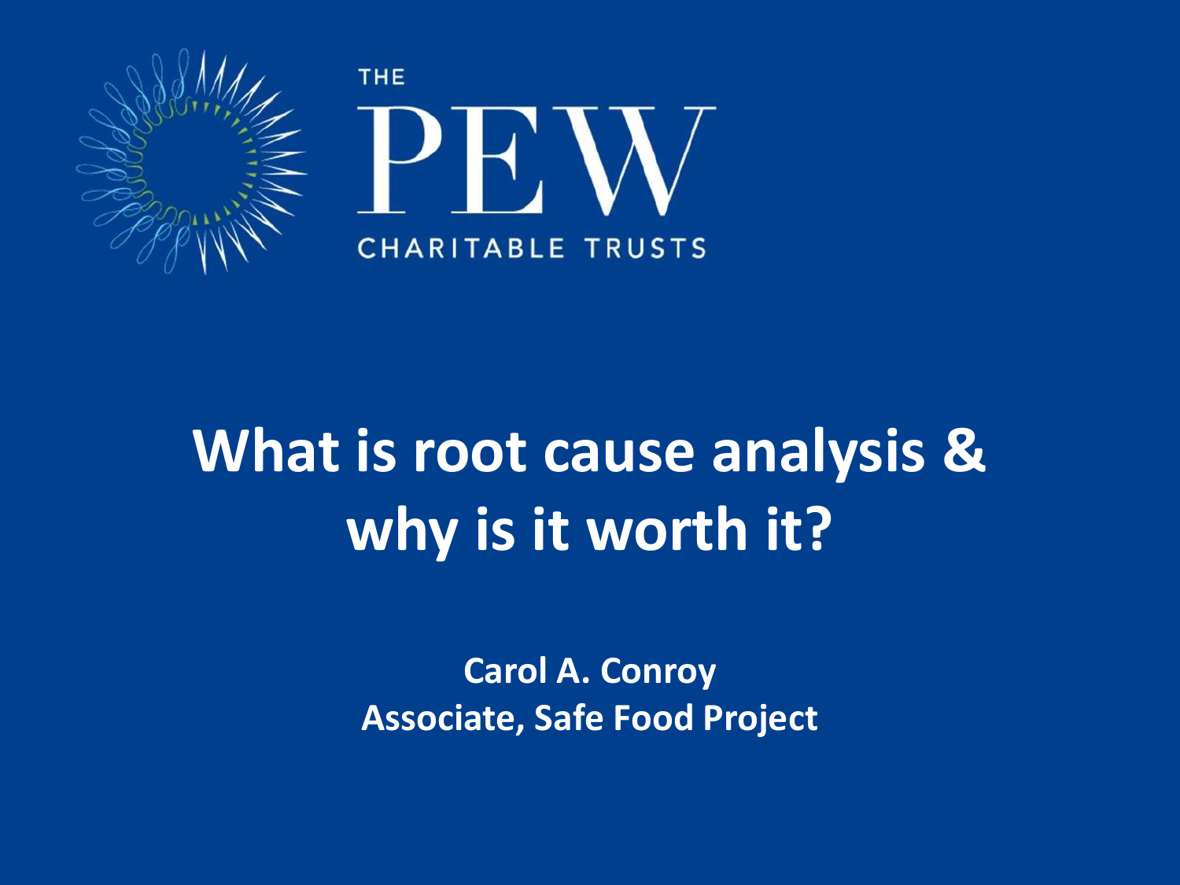THE PEW CHARITABLE TRUSTS

# What is root cause analysis & why is it worth it?

**Carol A. Conroy**
**Associate, Safe Food Project**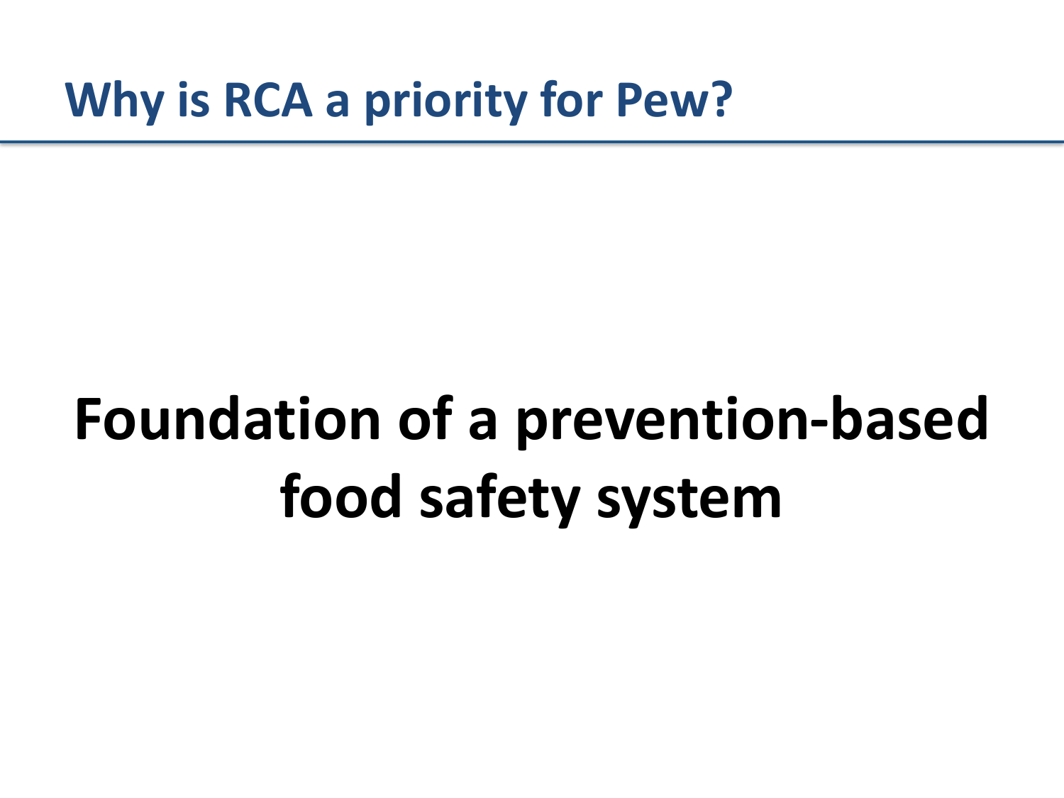# Why is RCA a priority for Pew?

**Foundation of a prevention-based food safety system**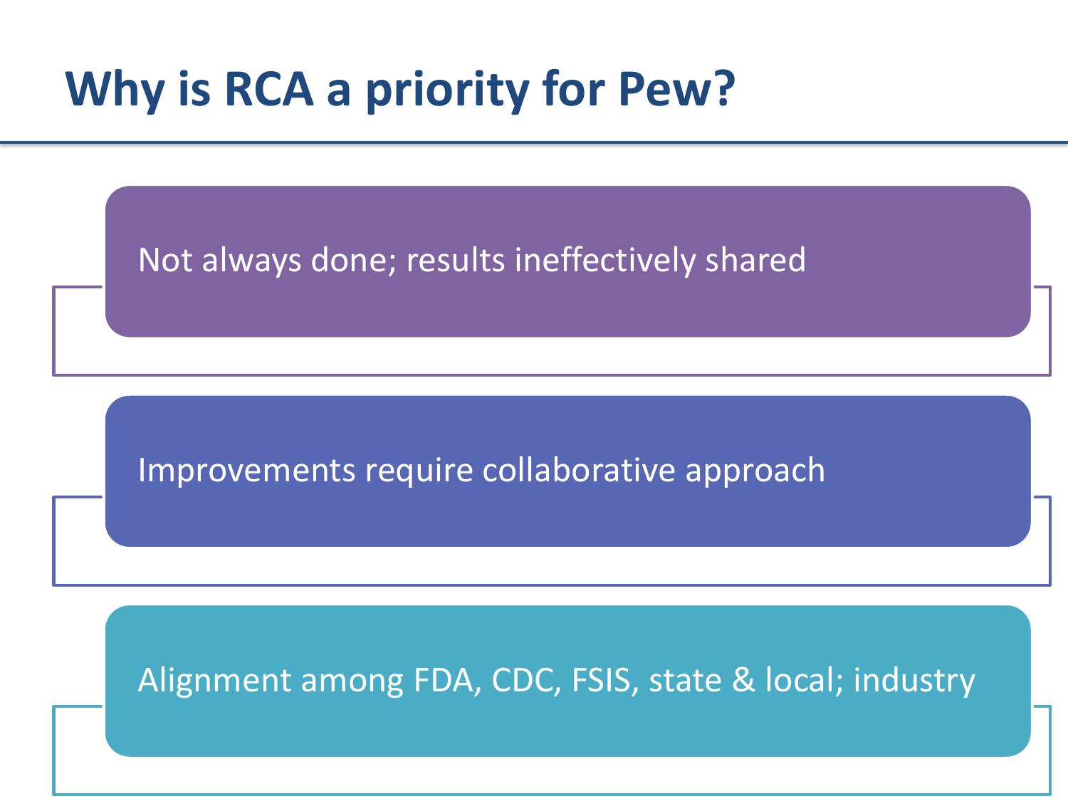# Why is RCA a priority for Pew?

- Not always done; results ineffectively shared
- Improvements require collaborative approach
- Alignment among FDA, CDC, FSIS, state & local; industry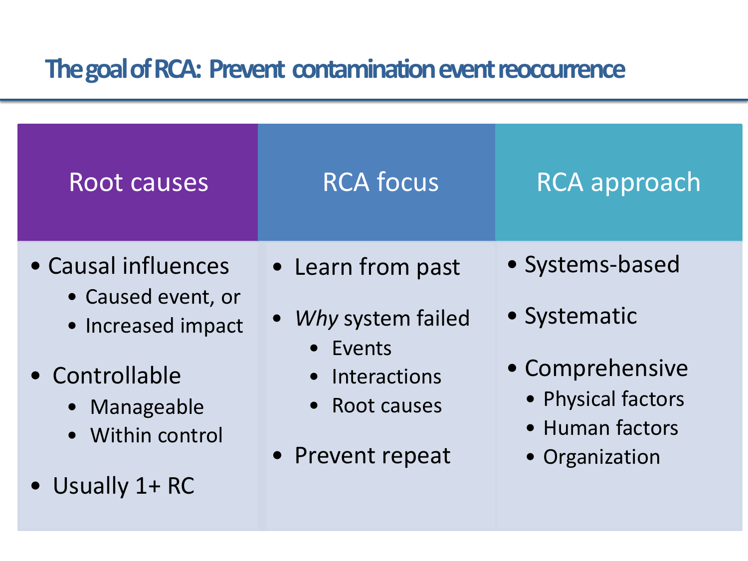# The goal of RCA: Prevent contamination event reoccurrence

## Root causes

- Causal influences
  - Caused event, or
  - Increased impact
- Controllable
  - Manageable
  - Within control
- Usually 1+ RC

## RCA focus

- Learn from past
- *Why* system failed
  - Events
  - Interactions
  - Root causes
- Prevent repeat

## RCA approach

- Systems-based
- Systematic
- Comprehensive
  - Physical factors
  - Human factors
  - Organization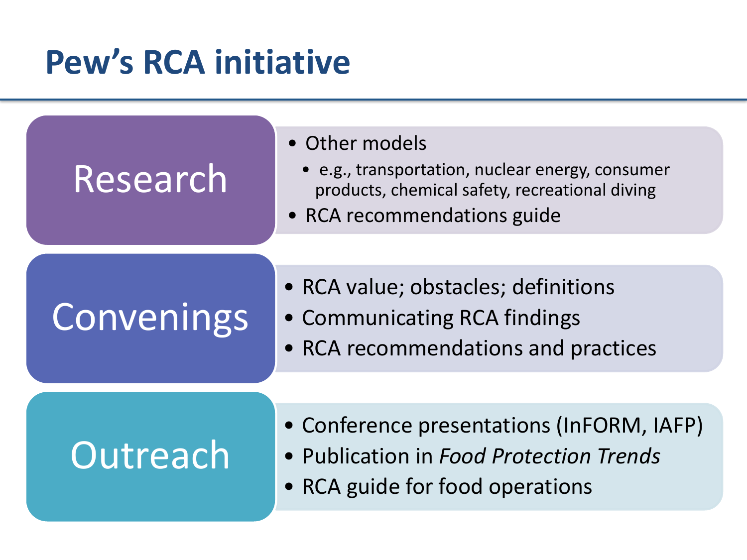# Pew's RCA initiative

## Research

- Other models
  - e.g., transportation, nuclear energy, consumer products, chemical safety, recreational diving
- RCA recommendations guide

## Convenings

- RCA value; obstacles; definitions
- Communicating RCA findings
- RCA recommendations and practices

## Outreach

- Conference presentations (InFORM, IAFP)
- Publication in *Food Protection Trends*
- RCA guide for food operations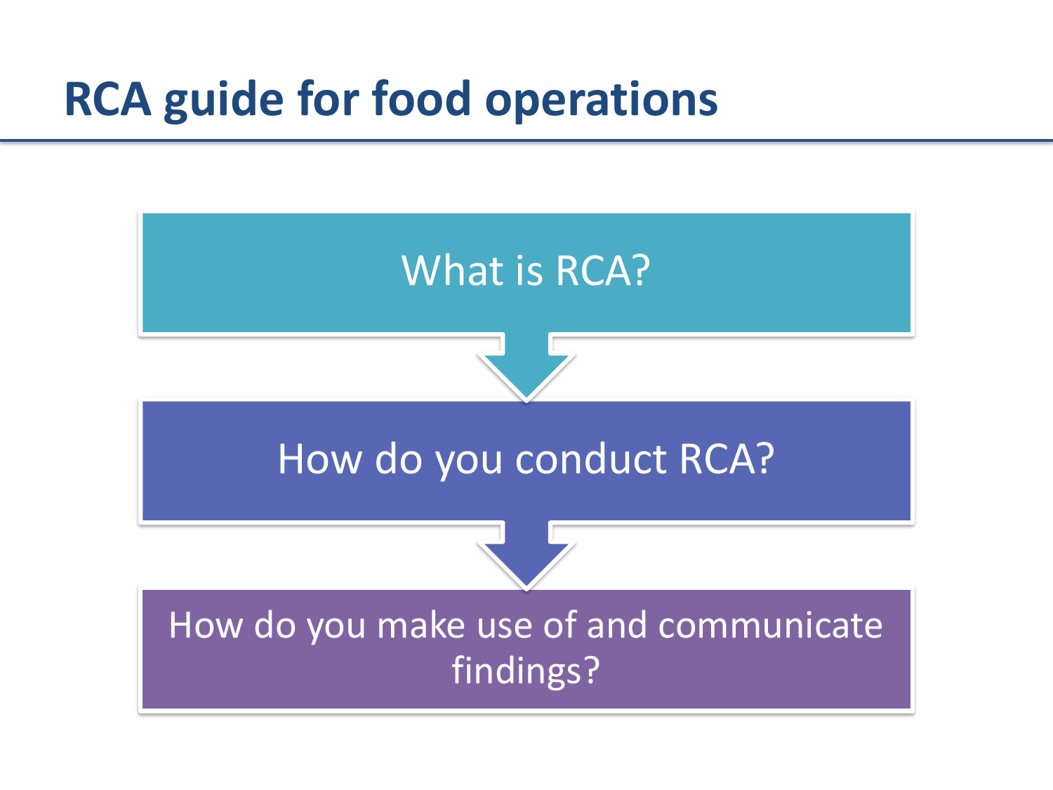# RCA guide for food operations

What is RCA?

How do you conduct RCA?

How do you make use of and communicate findings?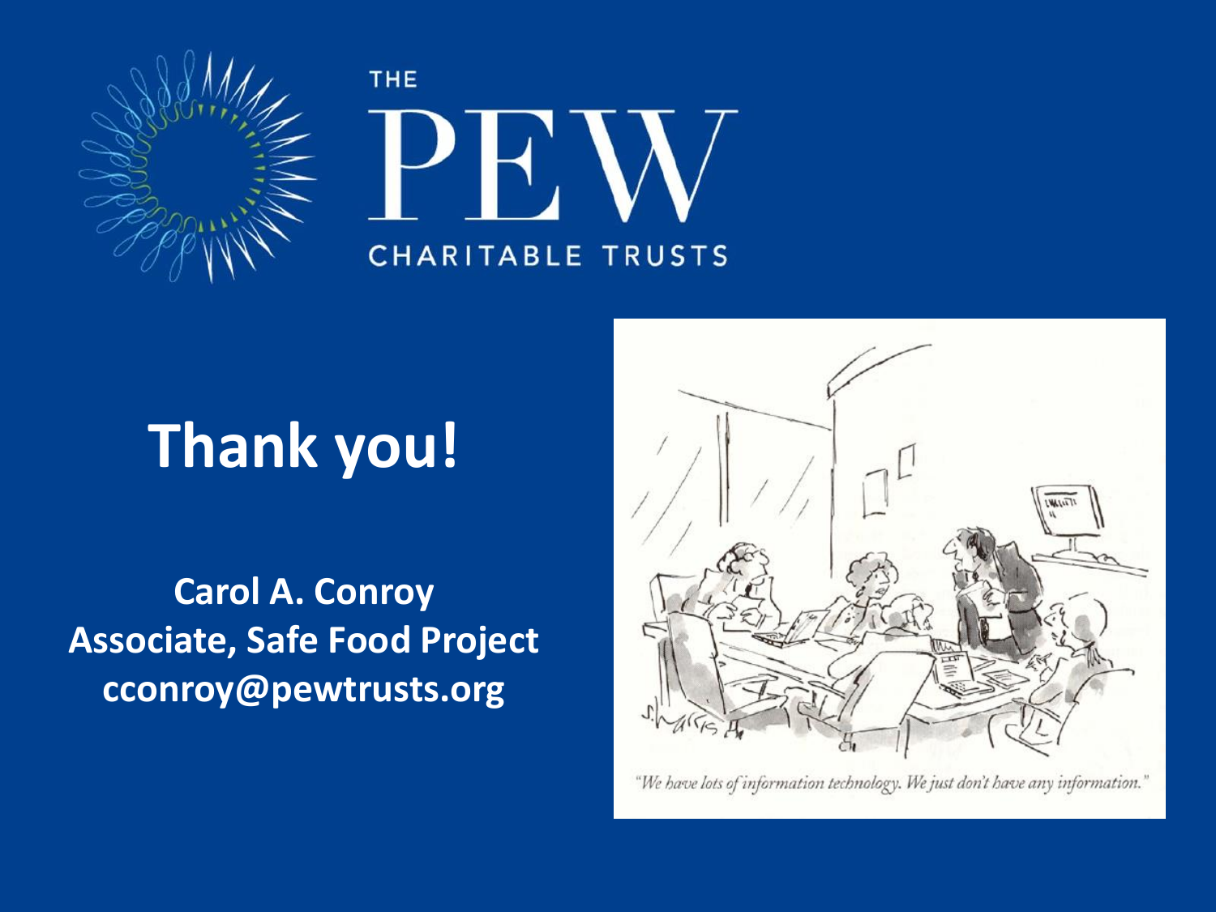THE PEW CHARITABLE TRUSTS

# Thank you!

**Carol A. Conroy**
**Associate, Safe Food Project**
**cconroy@pewtrusts.org**

"We have lots of information technology. We just don't have any information."